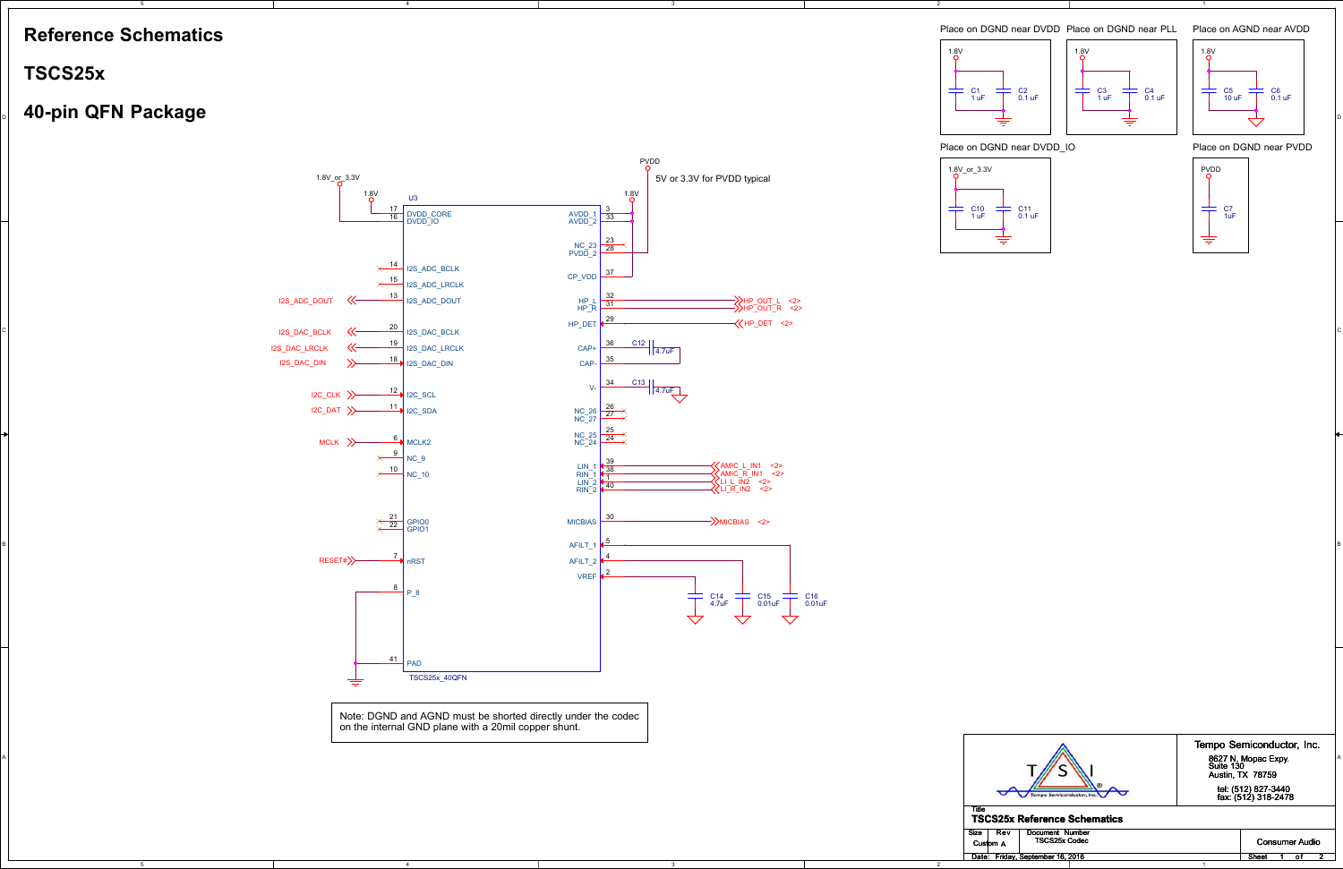# Reference Schematics

# TSCS25x

# 40-pin QFN Package

Place on DGND near DVDD — 1.8V — C1 1 uF, C2 0.1 uF

Place on DGND near PLL — 1.8V — C3 1 uF, C4 0.1 uF

Place on AGND near AVDD — 1.8V — C5 10 uF, C6 0.1 uF

Place on DGND near DVDD_IO — 1.8V_or_3.3V — C10 1 uF, C11 0.1 uF

Place on DGND near PVDD — PVDD — C7 1uF

PVDD: 5V or 3.3V for PVDD typical

U3 — TSCS25x_40QFN

| Pin | Name | Connection |
|---|---|---|
| 17 | DVDD_CORE | 1.8V |
| 16 | DVDD_IO | 1.8V_or_3.3V |
| 14 | I2S_ADC_BCLK | NC |
| 15 | I2S_ADC_LRCLK | NC |
| 13 | I2S_ADC_DOUT | I2S_ADC_DOUT |
| 20 | I2S_DAC_BCLK | I2S_DAC_BCLK |
| 19 | I2S_DAC_LRCLK | I2S_DAC_LRCLK |
| 18 | I2S_DAC_DIN | I2S_DAC_DIN |
| 12 | I2C_SCL | I2C_CLK |
| 11 | I2C_SDA | I2C_DAT |
| 6 | MCLK2 | MCLK |
| 9 | NC_9 | NC |
| 10 | NC_10 | NC |
| 21 | GPIO0 | NC |
| 22 | GPIO1 | NC |
| 7 | nRST | RESET# |
| 8 | P_8 | GND |
| 41 | PAD | GND |
| 3 | AVDD_1 | 1.8V |
| 33 | AVDD_2 | 1.8V |
| 23 | NC_23 | NC |
| 28 | PVDD_2 | PVDD |
| 37 | CP_VDD | PVDD |
| 32 | HP_L | HP_OUT_L <2> |
| 31 | HP_R | HP_OUT_R <2> |
| 29 | HP_DET | HP_DET <2> |
| 36 | CAP+ | C12 4.7uF |
| 35 | CAP- | C12 4.7uF |
| 34 | V- | C13 4.7uF to GND |
| 26 | NC_26 | NC |
| 27 | NC_27 | NC |
| 25 | NC_25 | NC |
| 24 | NC_24 | NC |
| 39 | LIN_1 | AMIC_L_IN1 <2> |
| 38 | RIN_1 | AMIC_R_IN1 <2> |
| 1 | LIN_2 | LI_L_IN2 <2> |
| 40 | RIN_2 | LI_R_IN2 <2> |
| 30 | MICBIAS | MICBIAS <2> |
| 5 | AFILT_1 | C16 0.01uF |
| 4 | AFILT_2 | C15 0.01uF |
| 2 | VREF | C14 4.7uF |

Note: DGND and AGND must be shorted directly under the codec on the internal GND plane with a 20mil copper shunt.

Tempo Semiconductor, Inc.
8627 N. Mopac Expy.
Suite 130
Austin, TX 78759
tel: (512) 827-3440
fax: (512) 318-2478

Title: TSCS25x Reference Schematics
Size: Custom | Rev: A | Document Number: TSCS25x Codec | Consumer Audio
Date: Friday, September 16, 2016 | Sheet 1 of 2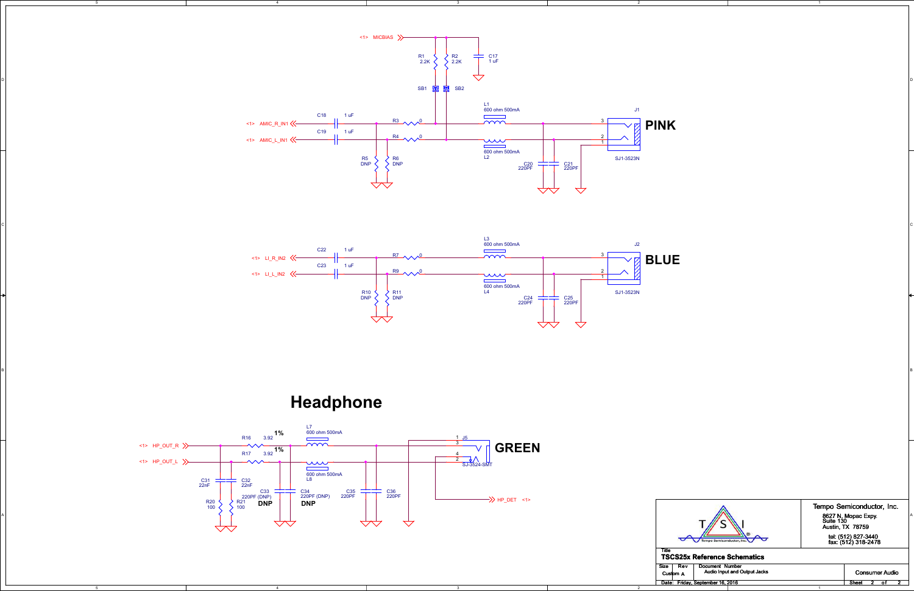<1> MICBIAS

R1 2.2K
R2 2.2K
C17 1 uF
SB1
SB2

L1 600 ohm 500mA
J1

<1> AMIC_R_IN1
C18 1 uF
R3 0
3

<1> AMIC_L_IN1
C19 1 uF
R4 0
2
1

600 ohm 500mA
L2

R5 DNP
R6 DNP
C20 220PF
C21 220PF
SJ1-3523N

**PINK**

L3 600 ohm 500mA
J2

<1> LI_R_IN2
C22 1 uF
R7 0
3

<1> LI_L_IN2
C23 1 uF
R9 0
2
1

600 ohm 500mA
L4

R10 DNP
R11 DNP
C24 220PF
C25 220PF
SJ1-3523N

**BLUE**

# Headphone

<1> HP_OUT_R
R16 3.92 **1%**
L7 600 ohm 500mA
1 J5
3

<1> HP_OUT_L
R17 3.92 **1%**
4
2
600 ohm 500mA
L8
SJ-3524-SMT

**GREEN**

C31 22nF
C32 22nF
R20 100
R21 100
C33 220PF (DNP) **DNP**
C34 220PF (DNP) **DNP**
C35 220PF
C36 220PF

HP_DET <1>

Tempo Semiconductor, Inc.
8627 N. Mopac Expy.
Suite 130
Austin, TX 78759
tel: (512) 827-3440
fax: (512) 318-2478

| Title | | | |
|---|---|---|---|
| TSCS25x Reference Schematics | | | |
| Size: Custom | Rev: A | Document Number: Audio Input and Output Jacks | Consumer Audio |
| Date: Friday, September 16, 2016 | | | Sheet 2 of 2 |